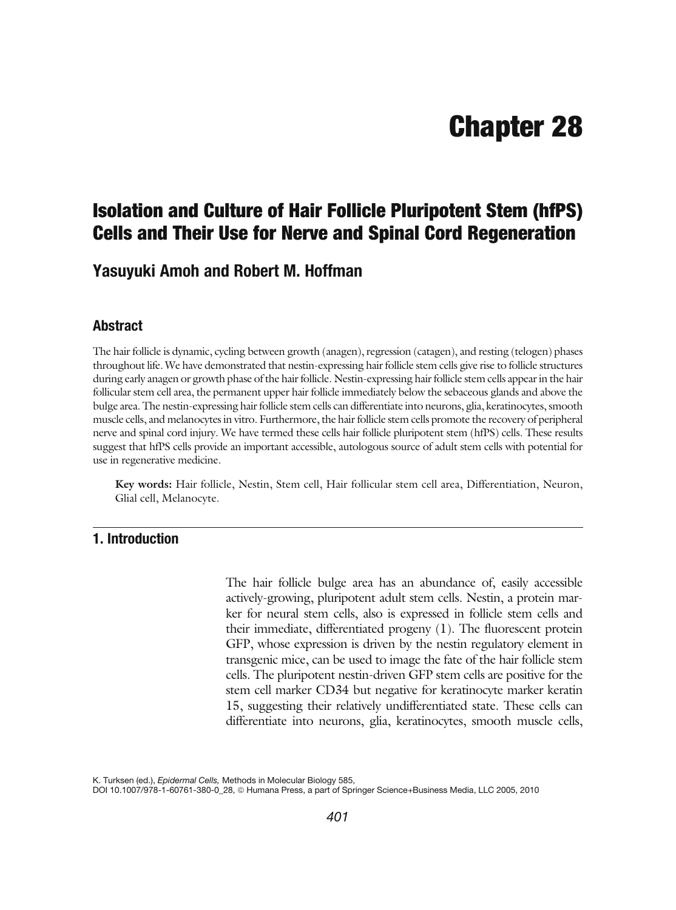# Chapter 28

## Isolation and Culture of Hair Follicle Pluripotent Stem (hfPS) Cells and Their Use for Nerve and Spinal Cord Regeneration

### Yasuyuki Amoh and Robert M. Hoffman

### Abstract

The hair follicle is dynamic, cycling between growth (anagen), regression (catagen), and resting (telogen) phases throughout life. We have demonstrated that nestin-expressing hair follicle stem cells give rise to follicle structures during early anagen or growth phase of the hair follicle. Nestin-expressing hair follicle stem cells appear in the hair follicular stem cell area, the permanent upper hair follicle immediately below the sebaceous glands and above the bulge area. The nestin-expressing hair follicle stem cells can differentiate into neurons, glia, keratinocytes, smooth muscle cells, and melanocytes in vitro. Furthermore, the hair follicle stem cells promote the recovery of peripheral nerve and spinal cord injury. We have termed these cells hair follicle pluripotent stem (hfPS) cells. These results suggest that hfPS cells provide an important accessible, autologous source of adult stem cells with potential for use in regenerative medicine.

**Key words:** Hair follicle, Nestin, Stem cell, Hair follicular stem cell area, Differentiation, Neuron, Glial cell, Melanocyte.

## 1. Introduction

The hair follicle bulge area has an abundance of, easily accessible actively-growing, pluripotent adult stem cells. Nestin, a protein marker for neural stem cells, also is expressed in follicle stem cells and their immediate, differentiated progeny (1). The fluorescent protein GFP, whose expression is driven by the nestin regulatory element in transgenic mice, can be used to image the fate of the hair follicle stem cells. The pluripotent nestin-driven GFP stem cells are positive for the stem cell marker CD34 but negative for keratinocyte marker keratin 15, suggesting their relatively undifferentiated state. These cells can differentiate into neurons, glia, keratinocytes, smooth muscle cells,

K. Turksen (ed.), *Epidermal Cells,* Methods in Molecular Biology 585,
DOI 10.1007/978-1-60761-380-0_28, © Humana Press, a part of Springer Science+Business Media, LLC 2005, 2010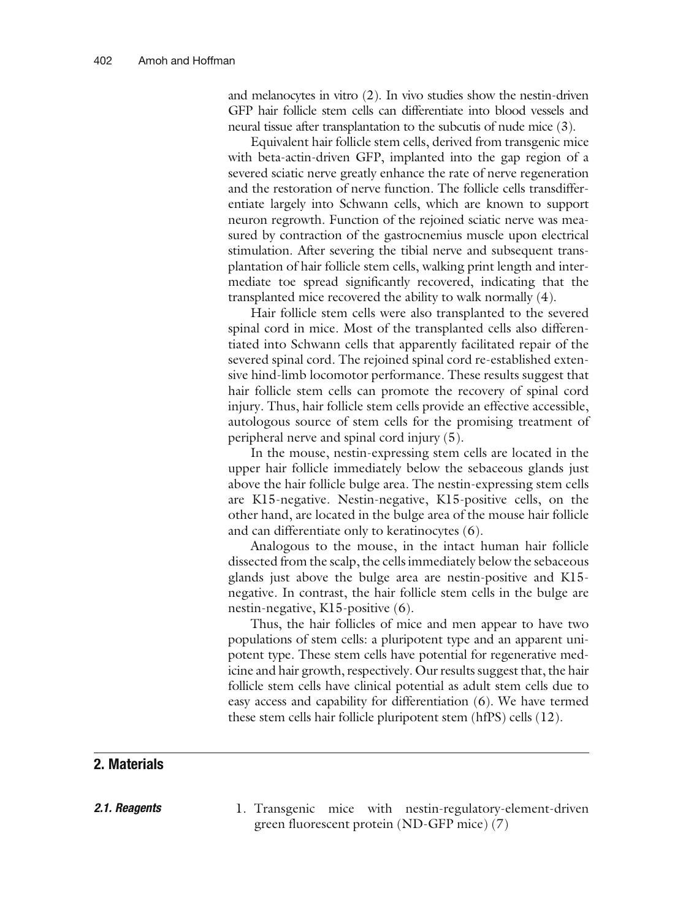and melanocytes in vitro (2). In vivo studies show the nestin-driven GFP hair follicle stem cells can differentiate into blood vessels and neural tissue after transplantation to the subcutis of nude mice (3).

Equivalent hair follicle stem cells, derived from transgenic mice with beta-actin-driven GFP, implanted into the gap region of a severed sciatic nerve greatly enhance the rate of nerve regeneration and the restoration of nerve function. The follicle cells transdifferentiate largely into Schwann cells, which are known to support neuron regrowth. Function of the rejoined sciatic nerve was measured by contraction of the gastrocnemius muscle upon electrical stimulation. After severing the tibial nerve and subsequent transplantation of hair follicle stem cells, walking print length and intermediate toe spread significantly recovered, indicating that the transplanted mice recovered the ability to walk normally (4).

Hair follicle stem cells were also transplanted to the severed spinal cord in mice. Most of the transplanted cells also differentiated into Schwann cells that apparently facilitated repair of the severed spinal cord. The rejoined spinal cord re-established extensive hind-limb locomotor performance. These results suggest that hair follicle stem cells can promote the recovery of spinal cord injury. Thus, hair follicle stem cells provide an effective accessible, autologous source of stem cells for the promising treatment of peripheral nerve and spinal cord injury (5).

In the mouse, nestin-expressing stem cells are located in the upper hair follicle immediately below the sebaceous glands just above the hair follicle bulge area. The nestin-expressing stem cells are K15-negative. Nestin-negative, K15-positive cells, on the other hand, are located in the bulge area of the mouse hair follicle and can differentiate only to keratinocytes (6).

Analogous to the mouse, in the intact human hair follicle dissected from the scalp, the cells immediately below the sebaceous glands just above the bulge area are nestin-positive and K15-negative. In contrast, the hair follicle stem cells in the bulge are nestin-negative, K15-positive (6).

Thus, the hair follicles of mice and men appear to have two populations of stem cells: a pluripotent type and an apparent unipotent type. These stem cells have potential for regenerative medicine and hair growth, respectively. Our results suggest that, the hair follicle stem cells have clinical potential as adult stem cells due to easy access and capability for differentiation (6). We have termed these stem cells hair follicle pluripotent stem (hfPS) cells (12).

## 2. Materials

### 2.1. Reagents

1. Transgenic mice with nestin-regulatory-element-driven green fluorescent protein (ND-GFP mice) (7)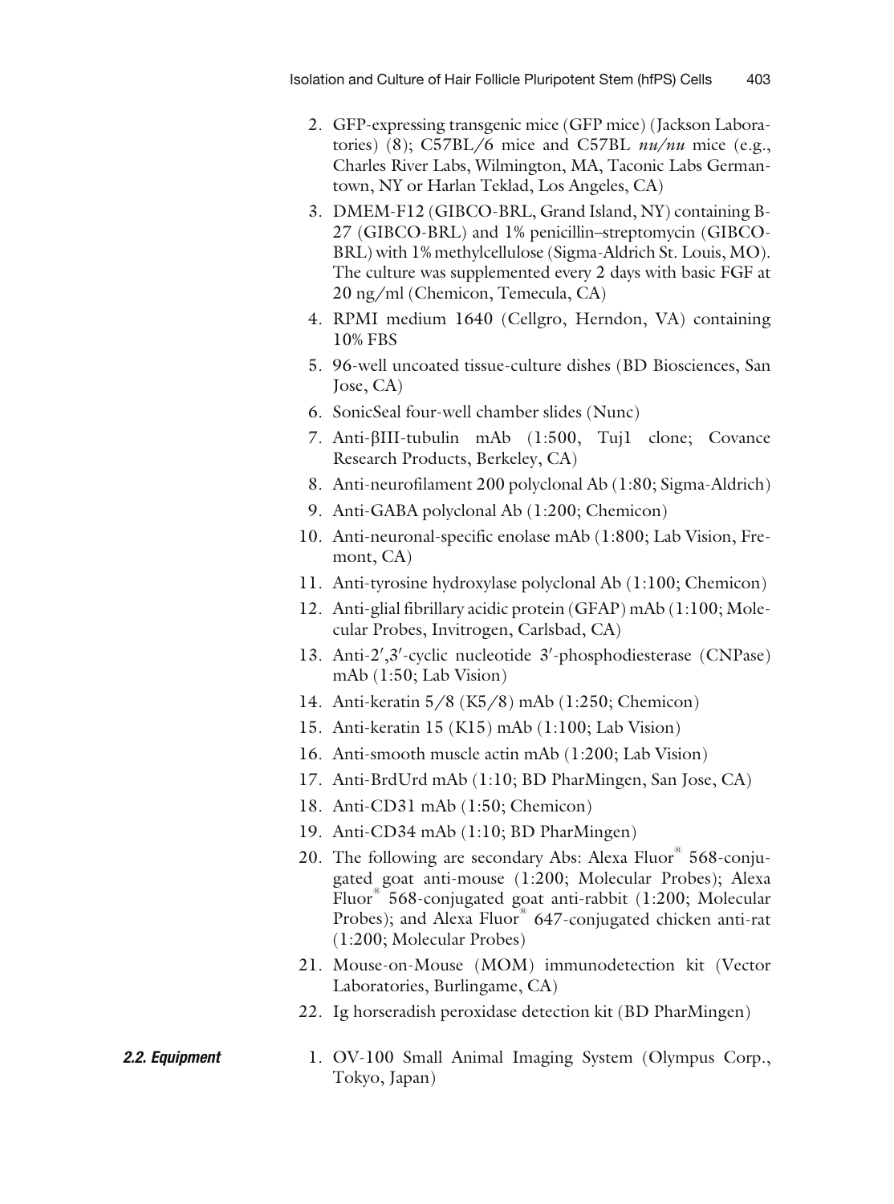2. GFP-expressing transgenic mice (GFP mice) (Jackson Laboratories) (8); C57BL/6 mice and C57BL *nu/nu* mice (e.g., Charles River Labs, Wilmington, MA, Taconic Labs Germantown, NY or Harlan Teklad, Los Angeles, CA)
3. DMEM-F12 (GIBCO-BRL, Grand Island, NY) containing B-27 (GIBCO-BRL) and 1% penicillin–streptomycin (GIBCO-BRL) with 1% methylcellulose (Sigma-Aldrich St. Louis, MO). The culture was supplemented every 2 days with basic FGF at 20 ng/ml (Chemicon, Temecula, CA)
4. RPMI medium 1640 (Cellgro, Herndon, VA) containing 10% FBS
5. 96-well uncoated tissue-culture dishes (BD Biosciences, San Jose, CA)
6. SonicSeal four-well chamber slides (Nunc)
7. Anti-βIII-tubulin mAb (1:500, Tuj1 clone; Covance Research Products, Berkeley, CA)
8. Anti-neurofilament 200 polyclonal Ab (1:80; Sigma-Aldrich)
9. Anti-GABA polyclonal Ab (1:200; Chemicon)
10. Anti-neuronal-specific enolase mAb (1:800; Lab Vision, Fremont, CA)
11. Anti-tyrosine hydroxylase polyclonal Ab (1:100; Chemicon)
12. Anti-glial fibrillary acidic protein (GFAP) mAb (1:100; Molecular Probes, Invitrogen, Carlsbad, CA)
13. Anti-2′,3′-cyclic nucleotide 3′-phosphodiesterase (CNPase) mAb (1:50; Lab Vision)
14. Anti-keratin 5/8 (K5/8) mAb (1:250; Chemicon)
15. Anti-keratin 15 (K15) mAb (1:100; Lab Vision)
16. Anti-smooth muscle actin mAb (1:200; Lab Vision)
17. Anti-BrdUrd mAb (1:10; BD PharMingen, San Jose, CA)
18. Anti-CD31 mAb (1:50; Chemicon)
19. Anti-CD34 mAb (1:10; BD PharMingen)
20. The following are secondary Abs: Alexa Fluor® 568-conjugated goat anti-mouse (1:200; Molecular Probes); Alexa Fluor® 568-conjugated goat anti-rabbit (1:200; Molecular Probes); and Alexa Fluor® 647-conjugated chicken anti-rat (1:200; Molecular Probes)
21. Mouse-on-Mouse (MOM) immunodetection kit (Vector Laboratories, Burlingame, CA)
22. Ig horseradish peroxidase detection kit (BD PharMingen)

### 2.2. Equipment

1. OV-100 Small Animal Imaging System (Olympus Corp., Tokyo, Japan)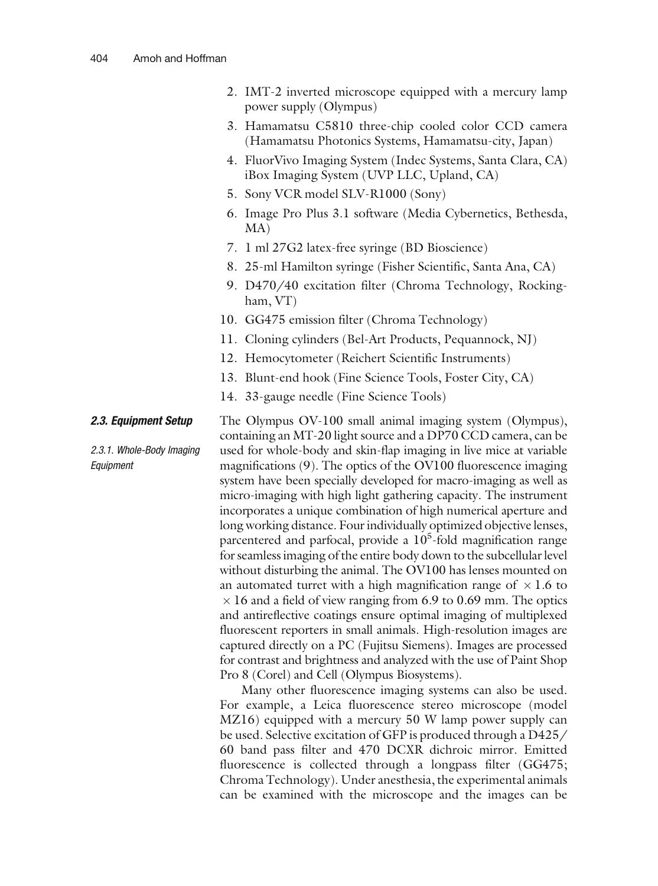2. IMT-2 inverted microscope equipped with a mercury lamp power supply (Olympus)
3. Hamamatsu C5810 three-chip cooled color CCD camera (Hamamatsu Photonics Systems, Hamamatsu-city, Japan)
4. FluorVivo Imaging System (Indec Systems, Santa Clara, CA) iBox Imaging System (UVP LLC, Upland, CA)
5. Sony VCR model SLV-R1000 (Sony)
6. Image Pro Plus 3.1 software (Media Cybernetics, Bethesda, MA)
7. 1 ml 27G2 latex-free syringe (BD Bioscience)
8. 25-ml Hamilton syringe (Fisher Scientific, Santa Ana, CA)
9. D470/40 excitation filter (Chroma Technology, Rockingham, VT)
10. GG475 emission filter (Chroma Technology)
11. Cloning cylinders (Bel-Art Products, Pequannock, NJ)
12. Hemocytometer (Reichert Scientific Instruments)
13. Blunt-end hook (Fine Science Tools, Foster City, CA)
14. 33-gauge needle (Fine Science Tools)

### 2.3. Equipment Setup

#### 2.3.1. Whole-Body Imaging Equipment

The Olympus OV-100 small animal imaging system (Olympus), containing an MT-20 light source and a DP70 CCD camera, can be used for whole-body and skin-flap imaging in live mice at variable magnifications (9). The optics of the OV100 fluorescence imaging system have been specially developed for macro-imaging as well as micro-imaging with high light gathering capacity. The instrument incorporates a unique combination of high numerical aperture and long working distance. Four individually optimized objective lenses, parcentered and parfocal, provide a $10^5$-fold magnification range for seamless imaging of the entire body down to the subcellular level without disturbing the animal. The OV100 has lenses mounted on an automated turret with a high magnification range of $\times 1.6$ to $\times 16$ and a field of view ranging from 6.9 to 0.69 mm. The optics and antireflective coatings ensure optimal imaging of multiplexed fluorescent reporters in small animals. High-resolution images are captured directly on a PC (Fujitsu Siemens). Images are processed for contrast and brightness and analyzed with the use of Paint Shop Pro 8 (Corel) and Cell (Olympus Biosystems).

Many other fluorescence imaging systems can also be used. For example, a Leica fluorescence stereo microscope (model MZ16) equipped with a mercury 50 W lamp power supply can be used. Selective excitation of GFP is produced through a D425/60 band pass filter and 470 DCXR dichroic mirror. Emitted fluorescence is collected through a longpass filter (GG475; Chroma Technology). Under anesthesia, the experimental animals can be examined with the microscope and the images can be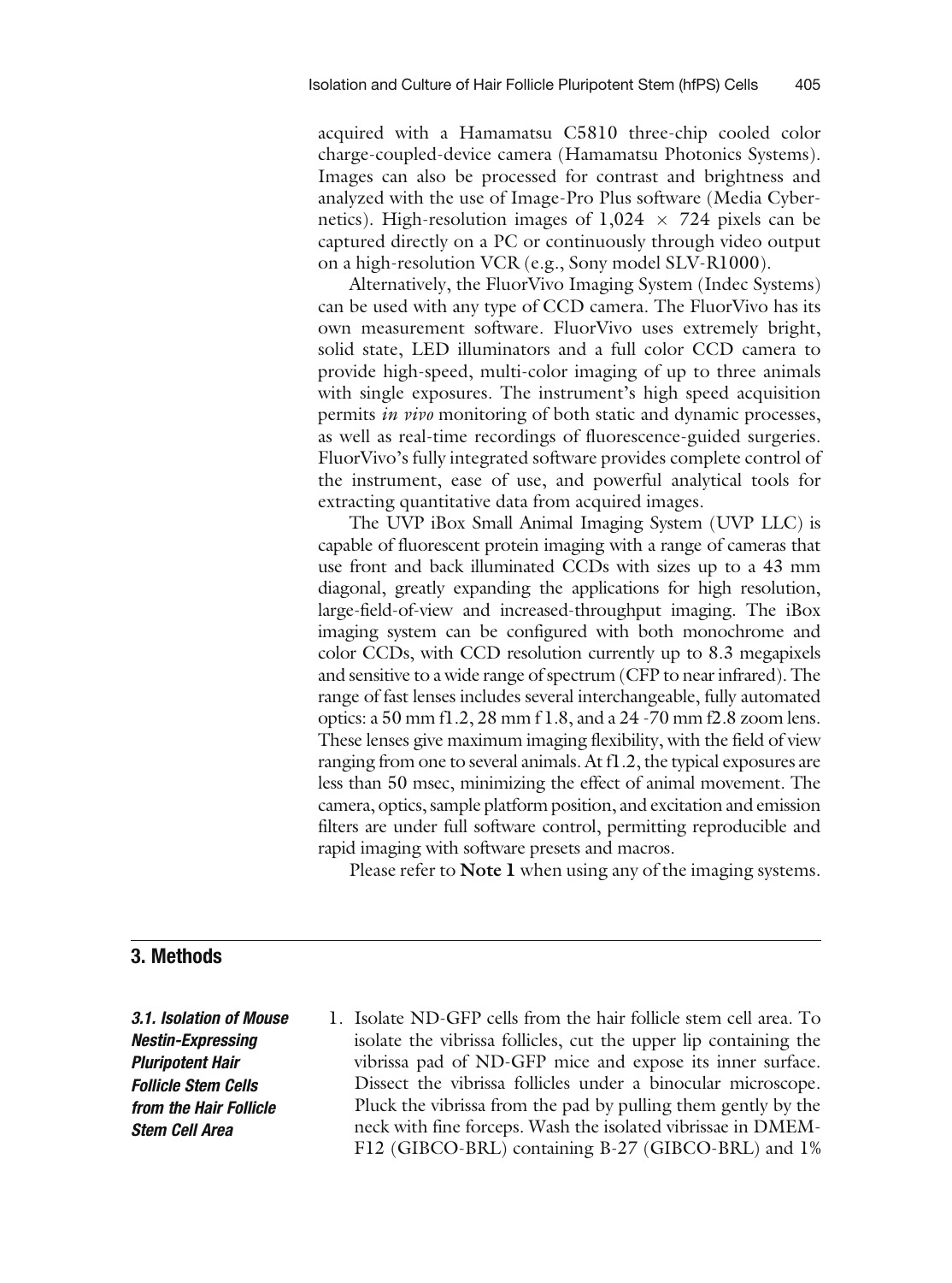acquired with a Hamamatsu C5810 three-chip cooled color charge-coupled-device camera (Hamamatsu Photonics Systems). Images can also be processed for contrast and brightness and analyzed with the use of Image-Pro Plus software (Media Cybernetics). High-resolution images of 1,024 × 724 pixels can be captured directly on a PC or continuously through video output on a high-resolution VCR (e.g., Sony model SLV-R1000).

Alternatively, the FluorVivo Imaging System (Indec Systems) can be used with any type of CCD camera. The FluorVivo has its own measurement software. FluorVivo uses extremely bright, solid state, LED illuminators and a full color CCD camera to provide high-speed, multi-color imaging of up to three animals with single exposures. The instrument's high speed acquisition permits *in vivo* monitoring of both static and dynamic processes, as well as real-time recordings of fluorescence-guided surgeries. FluorVivo's fully integrated software provides complete control of the instrument, ease of use, and powerful analytical tools for extracting quantitative data from acquired images.

The UVP iBox Small Animal Imaging System (UVP LLC) is capable of fluorescent protein imaging with a range of cameras that use front and back illuminated CCDs with sizes up to a 43 mm diagonal, greatly expanding the applications for high resolution, large-field-of-view and increased-throughput imaging. The iBox imaging system can be configured with both monochrome and color CCDs, with CCD resolution currently up to 8.3 megapixels and sensitive to a wide range of spectrum (CFP to near infrared). The range of fast lenses includes several interchangeable, fully automated optics: a 50 mm f1.2, 28 mm f 1.8, and a 24 -70 mm f2.8 zoom lens. These lenses give maximum imaging flexibility, with the field of view ranging from one to several animals. At f1.2, the typical exposures are less than 50 msec, minimizing the effect of animal movement. The camera, optics, sample platform position, and excitation and emission filters are under full software control, permitting reproducible and rapid imaging with software presets and macros.

Please refer to **Note 1** when using any of the imaging systems.

## 3. Methods

### 3.1. Isolation of Mouse Nestin-Expressing Pluripotent Hair Follicle Stem Cells from the Hair Follicle Stem Cell Area

1. Isolate ND-GFP cells from the hair follicle stem cell area. To isolate the vibrissa follicles, cut the upper lip containing the vibrissa pad of ND-GFP mice and expose its inner surface. Dissect the vibrissa follicles under a binocular microscope. Pluck the vibrissa from the pad by pulling them gently by the neck with fine forceps. Wash the isolated vibrissae in DMEM-F12 (GIBCO-BRL) containing B-27 (GIBCO-BRL) and 1%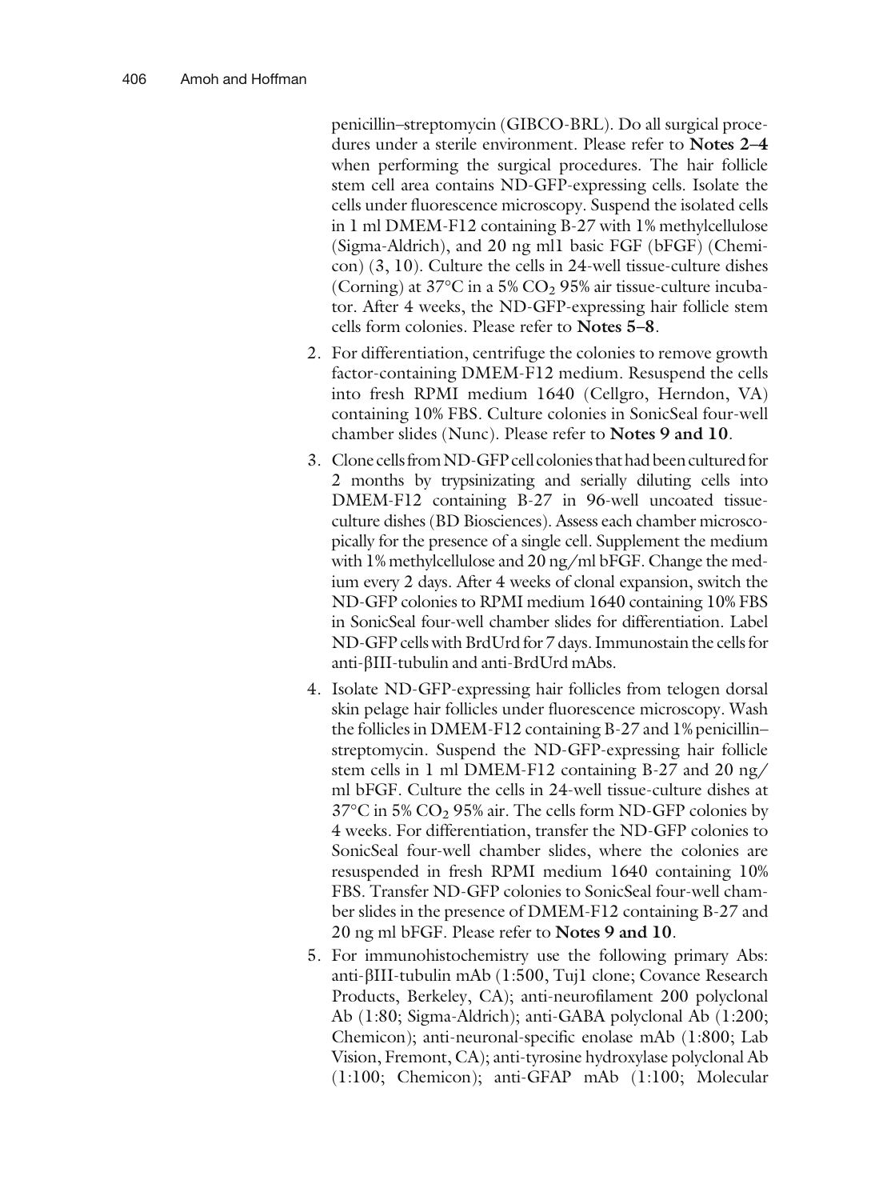penicillin–streptomycin (GIBCO-BRL). Do all surgical procedures under a sterile environment. Please refer to **Notes 2–4** when performing the surgical procedures. The hair follicle stem cell area contains ND-GFP-expressing cells. Isolate the cells under fluorescence microscopy. Suspend the isolated cells in 1 ml DMEM-F12 containing B-27 with 1% methylcellulose (Sigma-Aldrich), and 20 ng ml1 basic FGF (bFGF) (Chemicon) (3, 10). Culture the cells in 24-well tissue-culture dishes (Corning) at 37°C in a 5% $CO_2$ 95% air tissue-culture incubator. After 4 weeks, the ND-GFP-expressing hair follicle stem cells form colonies. Please refer to **Notes 5–8**.

2. For differentiation, centrifuge the colonies to remove growth factor-containing DMEM-F12 medium. Resuspend the cells into fresh RPMI medium 1640 (Cellgro, Herndon, VA) containing 10% FBS. Culture colonies in SonicSeal four-well chamber slides (Nunc). Please refer to **Notes 9 and 10**.
3. Clone cells from ND-GFP cell colonies that had been cultured for 2 months by trypsinizating and serially diluting cells into DMEM-F12 containing B-27 in 96-well uncoated tissue-culture dishes (BD Biosciences). Assess each chamber microscopically for the presence of a single cell. Supplement the medium with 1% methylcellulose and 20 ng/ml bFGF. Change the medium every 2 days. After 4 weeks of clonal expansion, switch the ND-GFP colonies to RPMI medium 1640 containing 10% FBS in SonicSeal four-well chamber slides for differentiation. Label ND-GFP cells with BrdUrd for 7 days. Immunostain the cells for anti-βIII-tubulin and anti-BrdUrd mAbs.
4. Isolate ND-GFP-expressing hair follicles from telogen dorsal skin pelage hair follicles under fluorescence microscopy. Wash the follicles in DMEM-F12 containing B-27 and 1% penicillin–streptomycin. Suspend the ND-GFP-expressing hair follicle stem cells in 1 ml DMEM-F12 containing B-27 and 20 ng/ml bFGF. Culture the cells in 24-well tissue-culture dishes at 37°C in 5% $CO_2$ 95% air. The cells form ND-GFP colonies by 4 weeks. For differentiation, transfer the ND-GFP colonies to SonicSeal four-well chamber slides, where the colonies are resuspended in fresh RPMI medium 1640 containing 10% FBS. Transfer ND-GFP colonies to SonicSeal four-well chamber slides in the presence of DMEM-F12 containing B-27 and 20 ng ml bFGF. Please refer to **Notes 9 and 10**.
5. For immunohistochemistry use the following primary Abs: anti-βIII-tubulin mAb (1:500, Tuj1 clone; Covance Research Products, Berkeley, CA); anti-neurofilament 200 polyclonal Ab (1:80; Sigma-Aldrich); anti-GABA polyclonal Ab (1:200; Chemicon); anti-neuronal-specific enolase mAb (1:800; Lab Vision, Fremont, CA); anti-tyrosine hydroxylase polyclonal Ab (1:100; Chemicon); anti-GFAP mAb (1:100; Molecular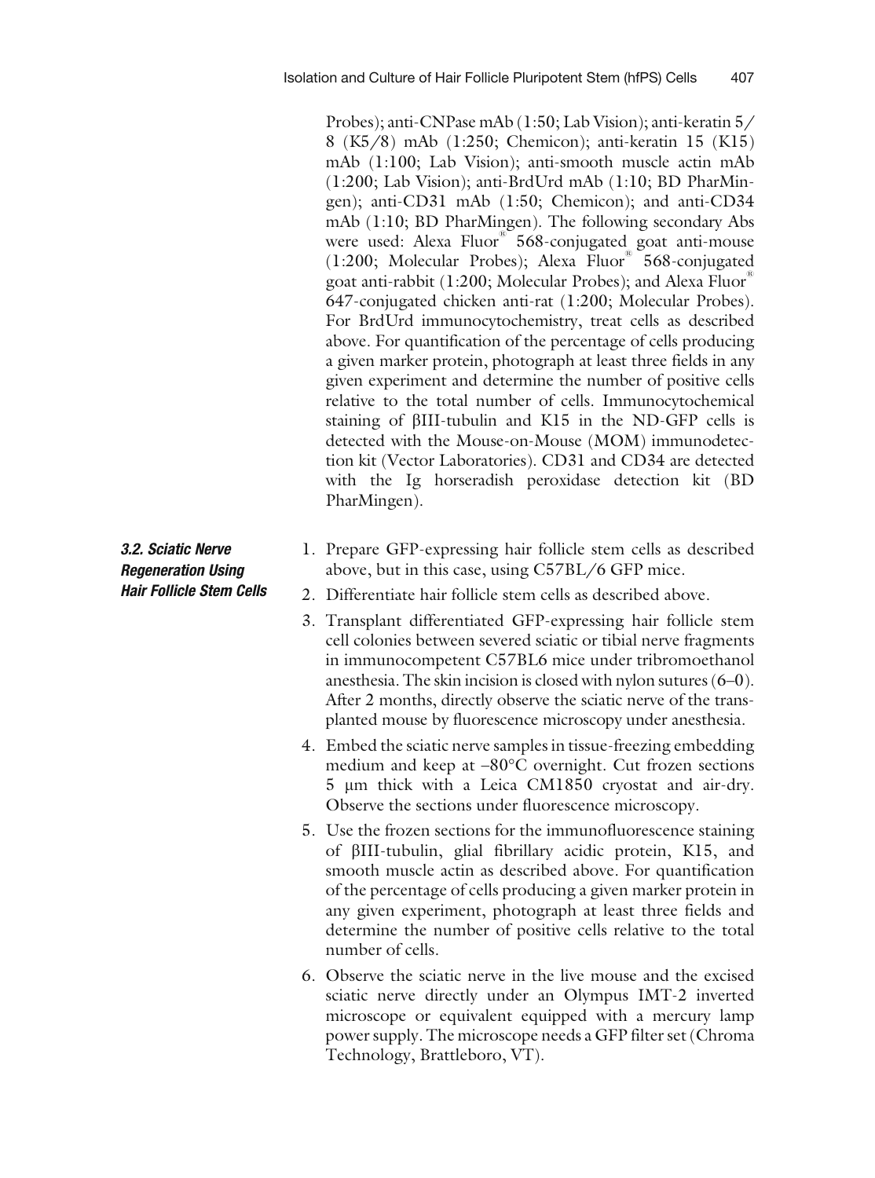Probes); anti-CNPase mAb (1:50; Lab Vision); anti-keratin 5/8 (K5/8) mAb (1:250; Chemicon); anti-keratin 15 (K15) mAb (1:100; Lab Vision); anti-smooth muscle actin mAb (1:200; Lab Vision); anti-BrdUrd mAb (1:10; BD PharMingen); anti-CD31 mAb (1:50; Chemicon); and anti-CD34 mAb (1:10; BD PharMingen). The following secondary Abs were used: Alexa Fluor® 568-conjugated goat anti-mouse (1:200; Molecular Probes); Alexa Fluor® 568-conjugated goat anti-rabbit (1:200; Molecular Probes); and Alexa Fluor® 647-conjugated chicken anti-rat (1:200; Molecular Probes). For BrdUrd immunocytochemistry, treat cells as described above. For quantification of the percentage of cells producing a given marker protein, photograph at least three fields in any given experiment and determine the number of positive cells relative to the total number of cells. Immunocytochemical staining of βIII-tubulin and K15 in the ND-GFP cells is detected with the Mouse-on-Mouse (MOM) immunodetection kit (Vector Laboratories). CD31 and CD34 are detected with the Ig horseradish peroxidase detection kit (BD PharMingen).

### *3.2. Sciatic Nerve Regeneration Using Hair Follicle Stem Cells*

1. Prepare GFP-expressing hair follicle stem cells as described above, but in this case, using C57BL/6 GFP mice.
2. Differentiate hair follicle stem cells as described above.
3. Transplant differentiated GFP-expressing hair follicle stem cell colonies between severed sciatic or tibial nerve fragments in immunocompetent C57BL6 mice under tribromoethanol anesthesia. The skin incision is closed with nylon sutures (6–0). After 2 months, directly observe the sciatic nerve of the transplanted mouse by fluorescence microscopy under anesthesia.
4. Embed the sciatic nerve samples in tissue-freezing embedding medium and keep at –80°C overnight. Cut frozen sections 5 μm thick with a Leica CM1850 cryostat and air-dry. Observe the sections under fluorescence microscopy.
5. Use the frozen sections for the immunofluorescence staining of βIII-tubulin, glial fibrillary acidic protein, K15, and smooth muscle actin as described above. For quantification of the percentage of cells producing a given marker protein in any given experiment, photograph at least three fields and determine the number of positive cells relative to the total number of cells.
6. Observe the sciatic nerve in the live mouse and the excised sciatic nerve directly under an Olympus IMT-2 inverted microscope or equivalent equipped with a mercury lamp power supply. The microscope needs a GFP filter set (Chroma Technology, Brattleboro, VT).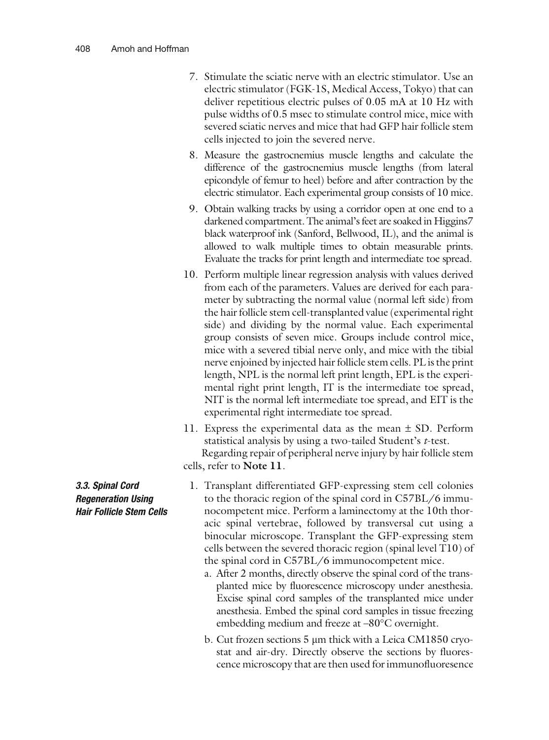7. Stimulate the sciatic nerve with an electric stimulator. Use an electric stimulator (FGK-1S, Medical Access, Tokyo) that can deliver repetitious electric pulses of 0.05 mA at 10 Hz with pulse widths of 0.5 msec to stimulate control mice, mice with severed sciatic nerves and mice that had GFP hair follicle stem cells injected to join the severed nerve.
8. Measure the gastrocnemius muscle lengths and calculate the difference of the gastrocnemius muscle lengths (from lateral epicondyle of femur to heel) before and after contraction by the electric stimulator. Each experimental group consists of 10 mice.
9. Obtain walking tracks by using a corridor open at one end to a darkened compartment. The animal's feet are soaked in Higgins7 black waterproof ink (Sanford, Bellwood, IL), and the animal is allowed to walk multiple times to obtain measurable prints. Evaluate the tracks for print length and intermediate toe spread.
10. Perform multiple linear regression analysis with values derived from each of the parameters. Values are derived for each parameter by subtracting the normal value (normal left side) from the hair follicle stem cell-transplanted value (experimental right side) and dividing by the normal value. Each experimental group consists of seven mice. Groups include control mice, mice with a severed tibial nerve only, and mice with the tibial nerve enjoined by injected hair follicle stem cells. PL is the print length, NPL is the normal left print length, EPL is the experimental right print length, IT is the intermediate toe spread, NIT is the normal left intermediate toe spread, and EIT is the experimental right intermediate toe spread.
11. Express the experimental data as the mean ± SD. Perform statistical analysis by using a two-tailed Student's *t*-test.

Regarding repair of peripheral nerve injury by hair follicle stem cells, refer to **Note 11**.

### 3.3. Spinal Cord Regeneration Using Hair Follicle Stem Cells

1. Transplant differentiated GFP-expressing stem cell colonies to the thoracic region of the spinal cord in C57BL/6 immunocompetent mice. Perform a laminectomy at the 10th thoracic spinal vertebrae, followed by transversal cut using a binocular microscope. Transplant the GFP-expressing stem cells between the severed thoracic region (spinal level T10) of the spinal cord in C57BL/6 immunocompetent mice.
   a. After 2 months, directly observe the spinal cord of the transplanted mice by fluorescence microscopy under anesthesia. Excise spinal cord samples of the transplanted mice under anesthesia. Embed the spinal cord samples in tissue freezing embedding medium and freeze at –80°C overnight.
   b. Cut frozen sections 5 μm thick with a Leica CM1850 cryostat and air-dry. Directly observe the sections by fluorescence microscopy that are then used for immunofluoresence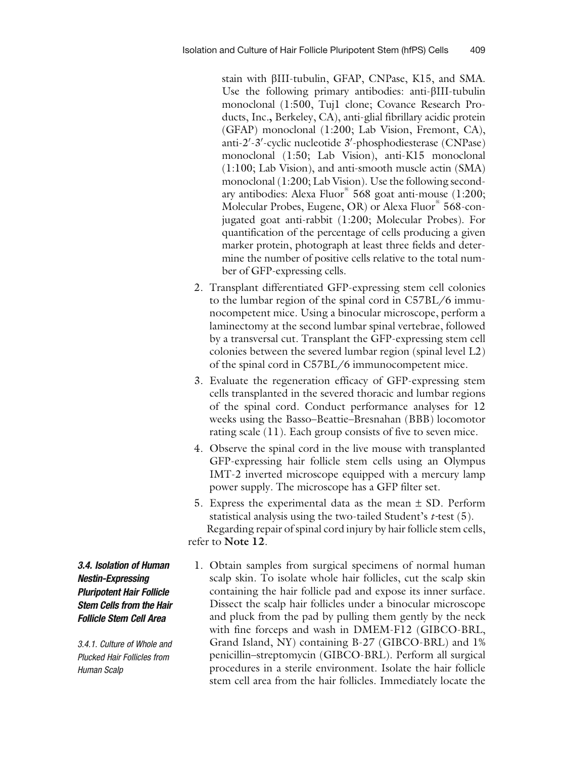stain with βIII-tubulin, GFAP, CNPase, K15, and SMA. Use the following primary antibodies: anti-βIII-tubulin monoclonal (1:500, Tuj1 clone; Covance Research Products, Inc., Berkeley, CA), anti-glial fibrillary acidic protein (GFAP) monoclonal (1:200; Lab Vision, Fremont, CA), anti-2′-3′-cyclic nucleotide 3′-phosphodiesterase (CNPase) monoclonal (1:50; Lab Vision), anti-K15 monoclonal (1:100; Lab Vision), and anti-smooth muscle actin (SMA) monoclonal (1:200; Lab Vision). Use the following secondary antibodies: Alexa Fluor® 568 goat anti-mouse (1:200; Molecular Probes, Eugene, OR) or Alexa Fluor® 568-conjugated goat anti-rabbit (1:200; Molecular Probes). For quantification of the percentage of cells producing a given marker protein, photograph at least three fields and determine the number of positive cells relative to the total number of GFP-expressing cells.

2. Transplant differentiated GFP-expressing stem cell colonies to the lumbar region of the spinal cord in C57BL/6 immunocompetent mice. Using a binocular microscope, perform a laminectomy at the second lumbar spinal vertebrae, followed by a transversal cut. Transplant the GFP-expressing stem cell colonies between the severed lumbar region (spinal level L2) of the spinal cord in C57BL/6 immunocompetent mice.
3. Evaluate the regeneration efficacy of GFP-expressing stem cells transplanted in the severed thoracic and lumbar regions of the spinal cord. Conduct performance analyses for 12 weeks using the Basso–Beattie–Bresnahan (BBB) locomotor rating scale (11). Each group consists of five to seven mice.
4. Observe the spinal cord in the live mouse with transplanted GFP-expressing hair follicle stem cells using an Olympus IMT-2 inverted microscope equipped with a mercury lamp power supply. The microscope has a GFP filter set.
5. Express the experimental data as the mean ± SD. Perform statistical analysis using the two-tailed Student's *t*-test (5).

Regarding repair of spinal cord injury by hair follicle stem cells, refer to **Note 12**.

### *3.4. Isolation of Human Nestin-Expressing Pluripotent Hair Follicle Stem Cells from the Hair Follicle Stem Cell Area*

#### *3.4.1. Culture of Whole and Plucked Hair Follicles from Human Scalp*

1. Obtain samples from surgical specimens of normal human scalp skin. To isolate whole hair follicles, cut the scalp skin containing the hair follicle pad and expose its inner surface. Dissect the scalp hair follicles under a binocular microscope and pluck from the pad by pulling them gently by the neck with fine forceps and wash in DMEM-F12 (GIBCO-BRL, Grand Island, NY) containing B-27 (GIBCO-BRL) and 1% penicillin–streptomycin (GIBCO-BRL). Perform all surgical procedures in a sterile environment. Isolate the hair follicle stem cell area from the hair follicles. Immediately locate the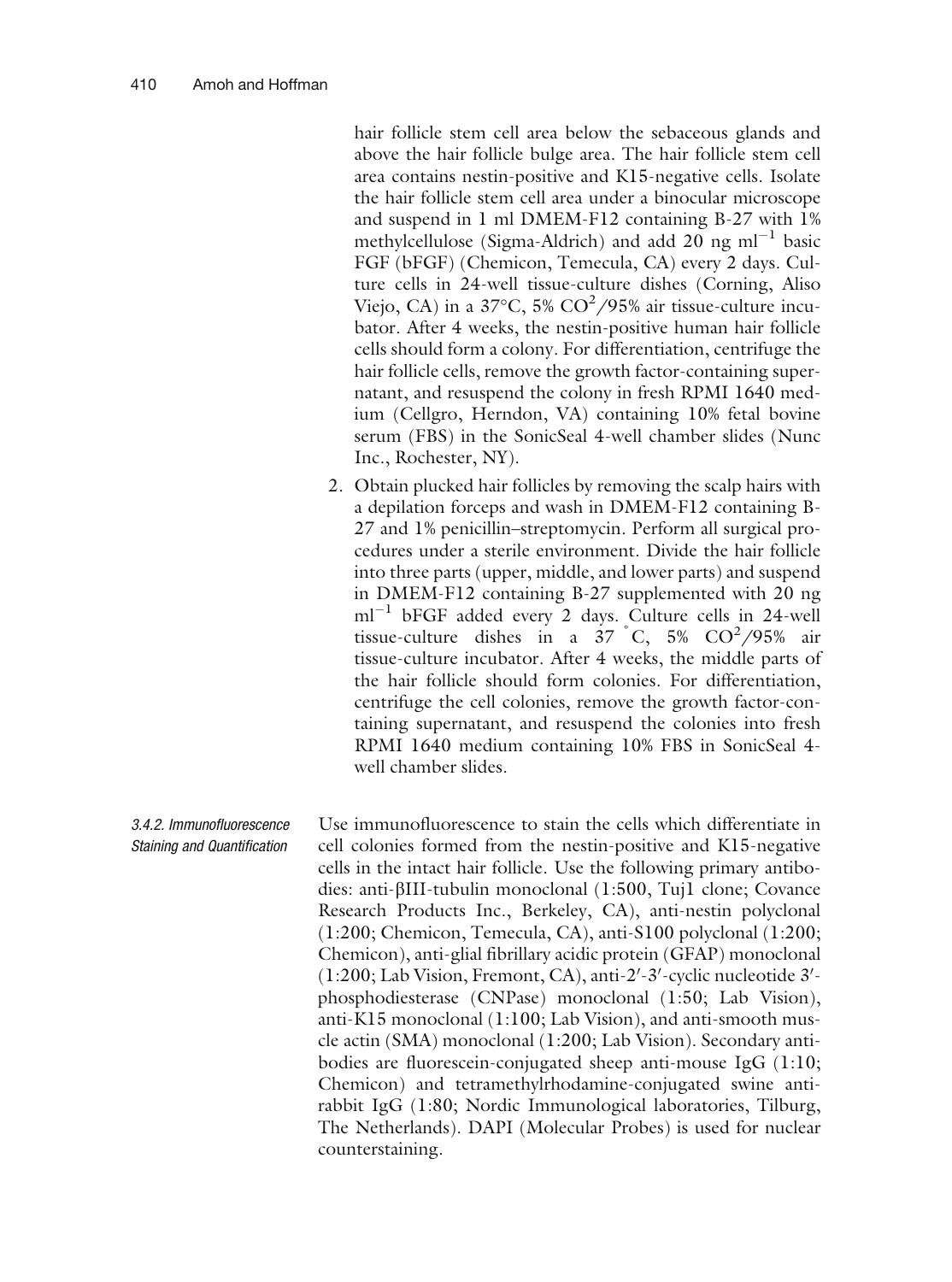hair follicle stem cell area below the sebaceous glands and above the hair follicle bulge area. The hair follicle stem cell area contains nestin-positive and K15-negative cells. Isolate the hair follicle stem cell area under a binocular microscope and suspend in 1 ml DMEM-F12 containing B-27 with 1% methylcellulose (Sigma-Aldrich) and add 20 ng $ml^{-1}$ basic FGF (bFGF) (Chemicon, Temecula, CA) every 2 days. Culture cells in 24-well tissue-culture dishes (Corning, Aliso Viejo, CA) in a 37°C, 5% $CO^2$/95% air tissue-culture incubator. After 4 weeks, the nestin-positive human hair follicle cells should form a colony. For differentiation, centrifuge the hair follicle cells, remove the growth factor-containing supernatant, and resuspend the colony in fresh RPMI 1640 medium (Cellgro, Herndon, VA) containing 10% fetal bovine serum (FBS) in the SonicSeal 4-well chamber slides (Nunc Inc., Rochester, NY).

2. Obtain plucked hair follicles by removing the scalp hairs with a depilation forceps and wash in DMEM-F12 containing B-27 and 1% penicillin–streptomycin. Perform all surgical procedures under a sterile environment. Divide the hair follicle into three parts (upper, middle, and lower parts) and suspend in DMEM-F12 containing B-27 supplemented with 20 ng $ml^{-1}$ bFGF added every 2 days. Culture cells in 24-well tissue-culture dishes in a 37 °C, 5% $CO^2$/95% air tissue-culture incubator. After 4 weeks, the middle parts of the hair follicle should form colonies. For differentiation, centrifuge the cell colonies, remove the growth factor-containing supernatant, and resuspend the colonies into fresh RPMI 1640 medium containing 10% FBS in SonicSeal 4-well chamber slides.

*3.4.2. Immunofluorescence Staining and Quantification*

Use immunofluorescence to stain the cells which differentiate in cell colonies formed from the nestin-positive and K15-negative cells in the intact hair follicle. Use the following primary antibodies: anti-βIII-tubulin monoclonal (1:500, Tuj1 clone; Covance Research Products Inc., Berkeley, CA), anti-nestin polyclonal (1:200; Chemicon, Temecula, CA), anti-S100 polyclonal (1:200; Chemicon), anti-glial fibrillary acidic protein (GFAP) monoclonal (1:200; Lab Vision, Fremont, CA), anti-2′-3′-cyclic nucleotide 3′-phosphodiesterase (CNPase) monoclonal (1:50; Lab Vision), anti-K15 monoclonal (1:100; Lab Vision), and anti-smooth muscle actin (SMA) monoclonal (1:200; Lab Vision). Secondary antibodies are fluorescein-conjugated sheep anti-mouse IgG (1:10; Chemicon) and tetramethylrhodamine-conjugated swine anti-rabbit IgG (1:80; Nordic Immunological laboratories, Tilburg, The Netherlands). DAPI (Molecular Probes) is used for nuclear counterstaining.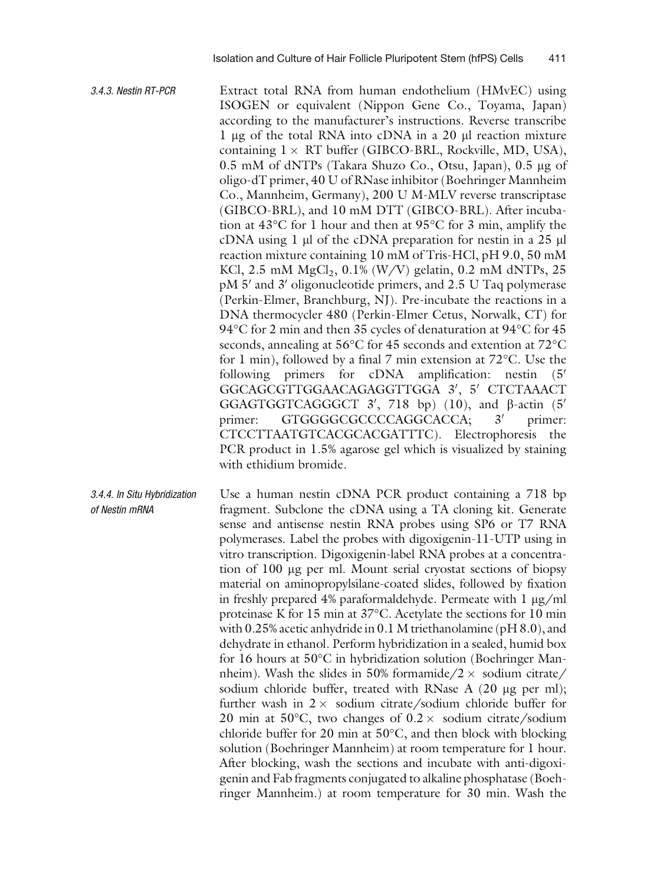#### 3.4.3. Nestin RT-PCR

Extract total RNA from human endothelium (HMvEC) using ISOGEN or equivalent (Nippon Gene Co., Toyama, Japan) according to the manufacturer's instructions. Reverse transcribe 1 μg of the total RNA into cDNA in a 20 μl reaction mixture containing 1 × RT buffer (GIBCO-BRL, Rockville, MD, USA), 0.5 mM of dNTPs (Takara Shuzo Co., Otsu, Japan), 0.5 μg of oligo-dT primer, 40 U of RNase inhibitor (Boehringer Mannheim Co., Mannheim, Germany), 200 U M-MLV reverse transcriptase (GIBCO-BRL), and 10 mM DTT (GIBCO-BRL). After incubation at 43°C for 1 hour and then at 95°C for 3 min, amplify the cDNA using 1 μl of the cDNA preparation for nestin in a 25 μl reaction mixture containing 10 mM of Tris-HCl, pH 9.0, 50 mM KCl, 2.5 mM $MgCl_2$, 0.1% (W/V) gelatin, 0.2 mM dNTPs, 25 pM 5′ and 3′ oligonucleotide primers, and 2.5 U Taq polymerase (Perkin-Elmer, Branchburg, NJ). Pre-incubate the reactions in a DNA thermocycler 480 (Perkin-Elmer Cetus, Norwalk, CT) for 94°C for 2 min and then 35 cycles of denaturation at 94°C for 45 seconds, annealing at 56°C for 45 seconds and extention at 72°C for 1 min), followed by a final 7 min extension at 72°C. Use the following primers for cDNA amplification: nestin (5′ GGCAGCGTTGGAACAGAGGTTGGA 3′, 5′ CTCTAAACT GGAGTGGTCAGGGCT 3′, 718 bp) (10), and β-actin (5′ primer: GTGGGGCGCCCCAGGCACCA; 3′ primer: CTCCTTAATGTCACGCACGATTTC). Electrophoresis the PCR product in 1.5% agarose gel which is visualized by staining with ethidium bromide.

#### 3.4.4. In Situ Hybridization of Nestin mRNA

Use a human nestin cDNA PCR product containing a 718 bp fragment. Subclone the cDNA using a TA cloning kit. Generate sense and antisense nestin RNA probes using SP6 or T7 RNA polymerases. Label the probes with digoxigenin-11-UTP using in vitro transcription. Digoxigenin-label RNA probes at a concentration of 100 μg per ml. Mount serial cryostat sections of biopsy material on aminopropylsilane-coated slides, followed by fixation in freshly prepared 4% paraformaldehyde. Permeate with 1 μg/ml proteinase K for 15 min at 37°C. Acetylate the sections for 10 min with 0.25% acetic anhydride in 0.1 M triethanolamine (pH 8.0), and dehydrate in ethanol. Perform hybridization in a sealed, humid box for 16 hours at 50°C in hybridization solution (Boehringer Mannheim). Wash the slides in 50% formamide/2 × sodium citrate/sodium chloride buffer, treated with RNase A (20 μg per ml); further wash in 2 × sodium citrate/sodium chloride buffer for 20 min at 50°C, two changes of 0.2 × sodium citrate/sodium chloride buffer for 20 min at 50°C, and then block with blocking solution (Boehringer Mannheim) at room temperature for 1 hour. After blocking, wash the sections and incubate with anti-digoxigenin and Fab fragments conjugated to alkaline phosphatase (Boehringer Mannheim.) at room temperature for 30 min. Wash the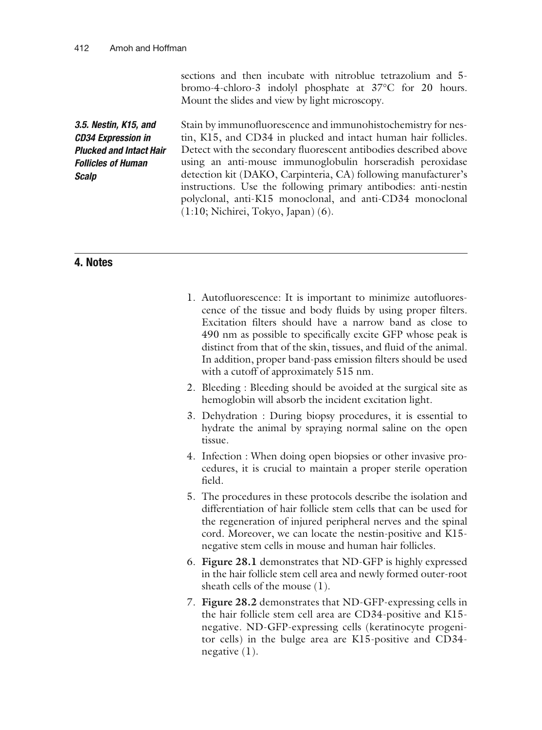sections and then incubate with nitroblue tetrazolium and 5-bromo-4-chloro-3 indolyl phosphate at 37°C for 20 hours. Mount the slides and view by light microscopy.

### 3.5. Nestin, K15, and CD34 Expression in Plucked and Intact Hair Follicles of Human Scalp

Stain by immunofluorescence and immunohistochemistry for nestin, K15, and CD34 in plucked and intact human hair follicles. Detect with the secondary fluorescent antibodies described above using an anti-mouse immunoglobulin horseradish peroxidase detection kit (DAKO, Carpinteria, CA) following manufacturer's instructions. Use the following primary antibodies: anti-nestin polyclonal, anti-K15 monoclonal, and anti-CD34 monoclonal (1:10; Nichirei, Tokyo, Japan) (6).

## 4. Notes

1. Autofluorescence: It is important to minimize autofluorescence of the tissue and body fluids by using proper filters. Excitation filters should have a narrow band as close to 490 nm as possible to specifically excite GFP whose peak is distinct from that of the skin, tissues, and fluid of the animal. In addition, proper band-pass emission filters should be used with a cutoff of approximately 515 nm.
2. Bleeding : Bleeding should be avoided at the surgical site as hemoglobin will absorb the incident excitation light.
3. Dehydration : During biopsy procedures, it is essential to hydrate the animal by spraying normal saline on the open tissue.
4. Infection : When doing open biopsies or other invasive procedures, it is crucial to maintain a proper sterile operation field.
5. The procedures in these protocols describe the isolation and differentiation of hair follicle stem cells that can be used for the regeneration of injured peripheral nerves and the spinal cord. Moreover, we can locate the nestin-positive and K15-negative stem cells in mouse and human hair follicles.
6. **Figure 28.1** demonstrates that ND-GFP is highly expressed in the hair follicle stem cell area and newly formed outer-root sheath cells of the mouse (1).
7. **Figure 28.2** demonstrates that ND-GFP-expressing cells in the hair follicle stem cell area are CD34-positive and K15-negative. ND-GFP-expressing cells (keratinocyte progenitor cells) in the bulge area are K15-positive and CD34-negative (1).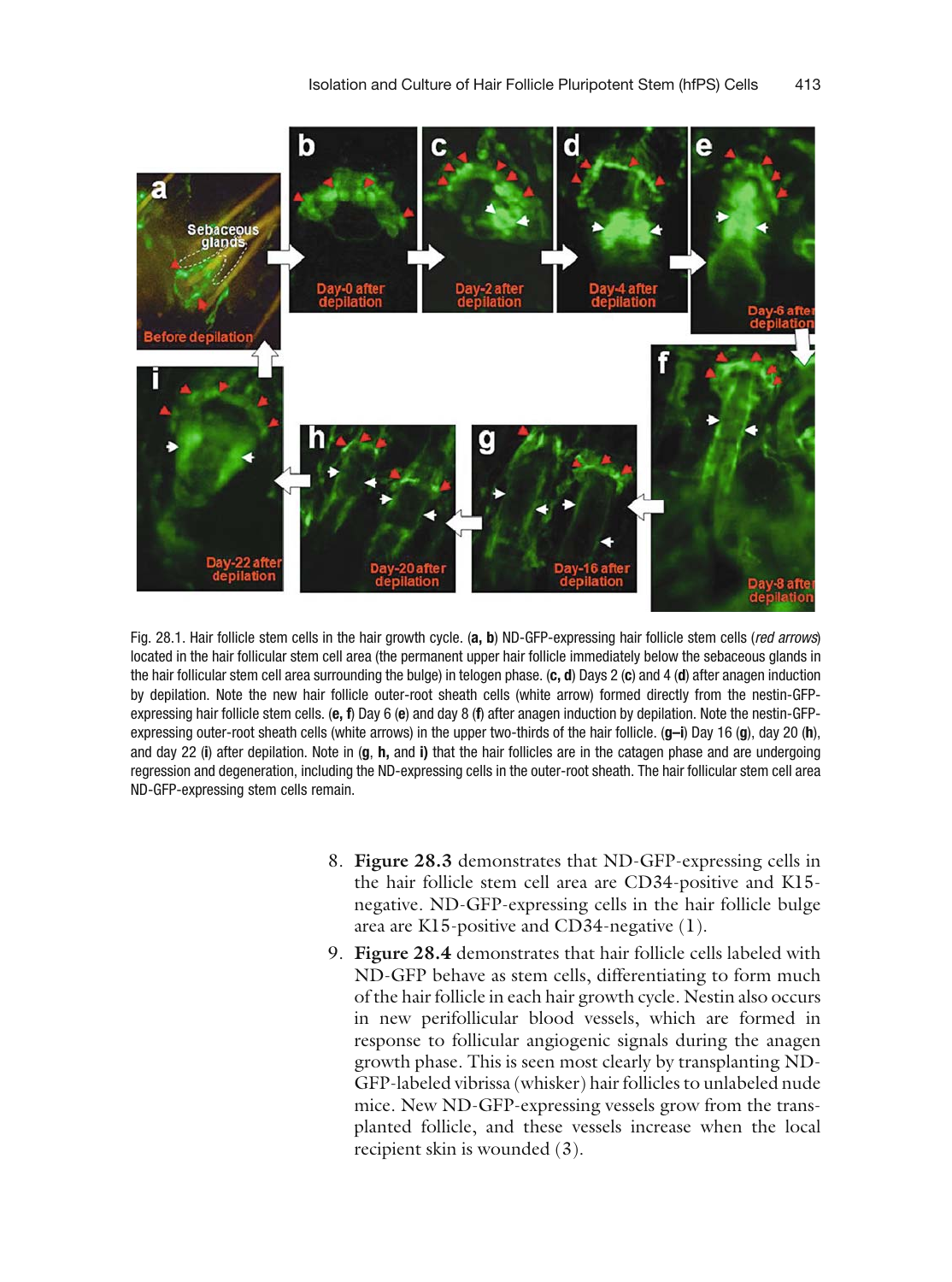Fig. 28.1. Hair follicle stem cells in the hair growth cycle. (**a, b**) ND-GFP-expressing hair follicle stem cells (*red arrows*) located in the hair follicular stem cell area (the permanent upper hair follicle immediately below the sebaceous glands in the hair follicular stem cell area surrounding the bulge) in telogen phase. (**c, d**) Days 2 (**c**) and 4 (**d**) after anagen induction by depilation. Note the new hair follicle outer-root sheath cells (white arrow) formed directly from the nestin-GFP-expressing hair follicle stem cells. (**e, f**) Day 6 (**e**) and day 8 (**f**) after anagen induction by depilation. Note the nestin-GFP-expressing outer-root sheath cells (white arrows) in the upper two-thirds of the hair follicle. (**g–i**) Day 16 (**g**), day 20 (**h**), and day 22 (**i**) after depilation. Note in (**g**, **h,** and **i)** that the hair follicles are in the catagen phase and are undergoing regression and degeneration, including the ND-expressing cells in the outer-root sheath. The hair follicular stem cell area ND-GFP-expressing stem cells remain.

8. **Figure 28.3** demonstrates that ND-GFP-expressing cells in the hair follicle stem cell area are CD34-positive and K15-negative. ND-GFP-expressing cells in the hair follicle bulge area are K15-positive and CD34-negative (1).
9. **Figure 28.4** demonstrates that hair follicle cells labeled with ND-GFP behave as stem cells, differentiating to form much of the hair follicle in each hair growth cycle. Nestin also occurs in new perifollicular blood vessels, which are formed in response to follicular angiogenic signals during the anagen growth phase. This is seen most clearly by transplanting ND-GFP-labeled vibrissa (whisker) hair follicles to unlabeled nude mice. New ND-GFP-expressing vessels grow from the transplanted follicle, and these vessels increase when the local recipient skin is wounded (3).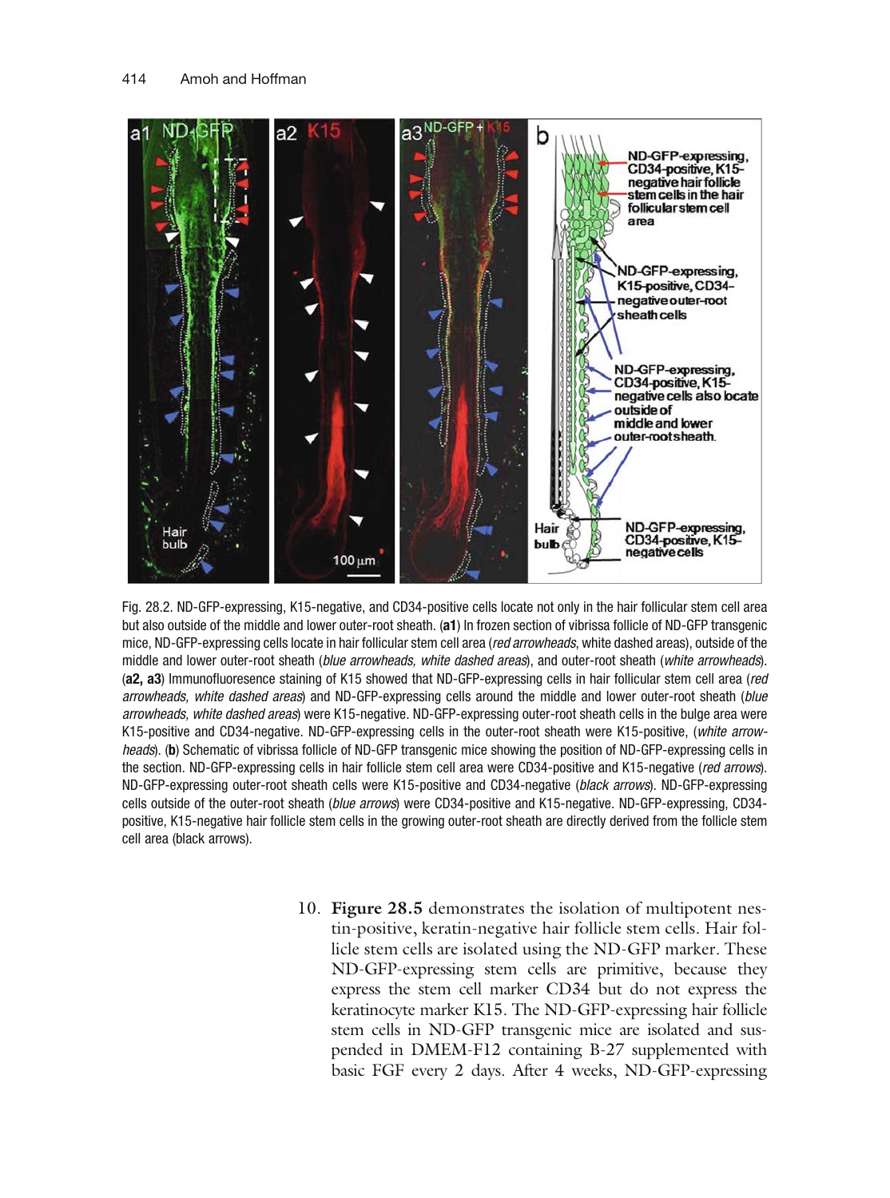Fig. 28.2. ND-GFP-expressing, K15-negative, and CD34-positive cells locate not only in the hair follicular stem cell area but also outside of the middle and lower outer-root sheath. (**a1**) In frozen section of vibrissa follicle of ND-GFP transgenic mice, ND-GFP-expressing cells locate in hair follicular stem cell area (*red arrowheads*, white dashed areas), outside of the middle and lower outer-root sheath (*blue arrowheads, white dashed areas*), and outer-root sheath (*white arrowheads*). (**a2, a3**) Immunofluoresence staining of K15 showed that ND-GFP-expressing cells in hair follicular stem cell area (*red arrowheads, white dashed areas*) and ND-GFP-expressing cells around the middle and lower outer-root sheath (*blue arrowheads, white dashed areas*) were K15-negative. ND-GFP-expressing outer-root sheath cells in the bulge area were K15-positive and CD34-negative. ND-GFP-expressing cells in the outer-root sheath were K15-positive, (*white arrowheads*). (**b**) Schematic of vibrissa follicle of ND-GFP transgenic mice showing the position of ND-GFP-expressing cells in the section. ND-GFP-expressing cells in hair follicle stem cell area were CD34-positive and K15-negative (*red arrows*). ND-GFP-expressing outer-root sheath cells were K15-positive and CD34-negative (*black arrows*). ND-GFP-expressing cells outside of the outer-root sheath (*blue arrows*) were CD34-positive and K15-negative. ND-GFP-expressing, CD34-positive, K15-negative hair follicle stem cells in the growing outer-root sheath are directly derived from the follicle stem cell area (black arrows).

10. **Figure 28.5** demonstrates the isolation of multipotent nestin-positive, keratin-negative hair follicle stem cells. Hair follicle stem cells are isolated using the ND-GFP marker. These ND-GFP-expressing stem cells are primitive, because they express the stem cell marker CD34 but do not express the keratinocyte marker K15. The ND-GFP-expressing hair follicle stem cells in ND-GFP transgenic mice are isolated and suspended in DMEM-F12 containing B-27 supplemented with basic FGF every 2 days. After 4 weeks, ND-GFP-expressing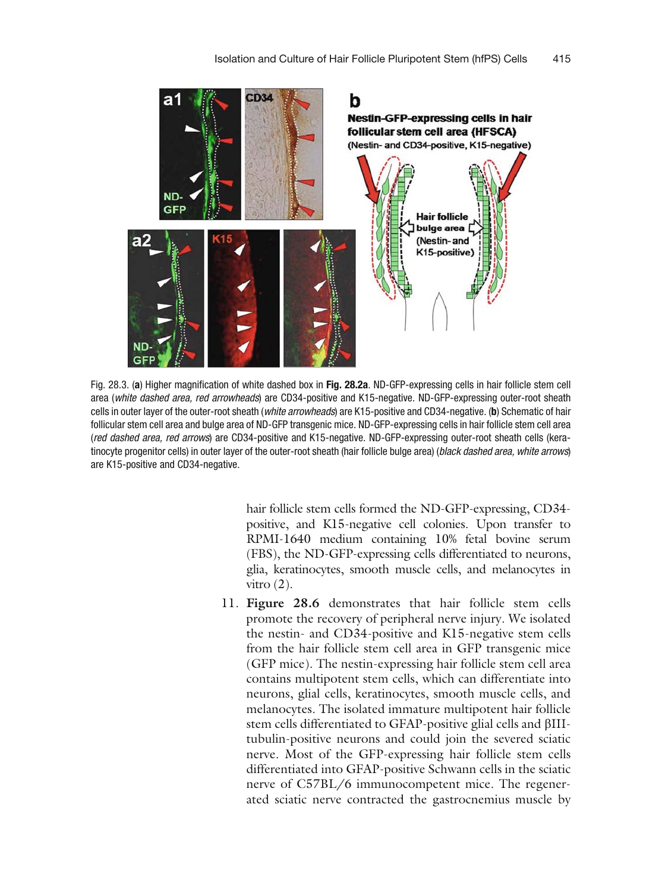Fig. 28.3. (**a**) Higher magnification of white dashed box in **Fig. 28.2a**. ND-GFP-expressing cells in hair follicle stem cell area (*white dashed area, red arrowheads*) are CD34-positive and K15-negative. ND-GFP-expressing outer-root sheath cells in outer layer of the outer-root sheath (*white arrowheads*) are K15-positive and CD34-negative. (**b**) Schematic of hair follicular stem cell area and bulge area of ND-GFP transgenic mice. ND-GFP-expressing cells in hair follicle stem cell area (*red dashed area, red arrows*) are CD34-positive and K15-negative. ND-GFP-expressing outer-root sheath cells (keratinocyte progenitor cells) in outer layer of the outer-root sheath (hair follicle bulge area) (*black dashed area, white arrows*) are K15-positive and CD34-negative.

hair follicle stem cells formed the ND-GFP-expressing, CD34-positive, and K15-negative cell colonies. Upon transfer to RPMI-1640 medium containing 10% fetal bovine serum (FBS), the ND-GFP-expressing cells differentiated to neurons, glia, keratinocytes, smooth muscle cells, and melanocytes in vitro (2).

11. **Figure 28.6** demonstrates that hair follicle stem cells promote the recovery of peripheral nerve injury. We isolated the nestin- and CD34-positive and K15-negative stem cells from the hair follicle stem cell area in GFP transgenic mice (GFP mice). The nestin-expressing hair follicle stem cell area contains multipotent stem cells, which can differentiate into neurons, glial cells, keratinocytes, smooth muscle cells, and melanocytes. The isolated immature multipotent hair follicle stem cells differentiated to GFAP-positive glial cells and βIII-tubulin-positive neurons and could join the severed sciatic nerve. Most of the GFP-expressing hair follicle stem cells differentiated into GFAP-positive Schwann cells in the sciatic nerve of C57BL/6 immunocompetent mice. The regenerated sciatic nerve contracted the gastrocnemius muscle by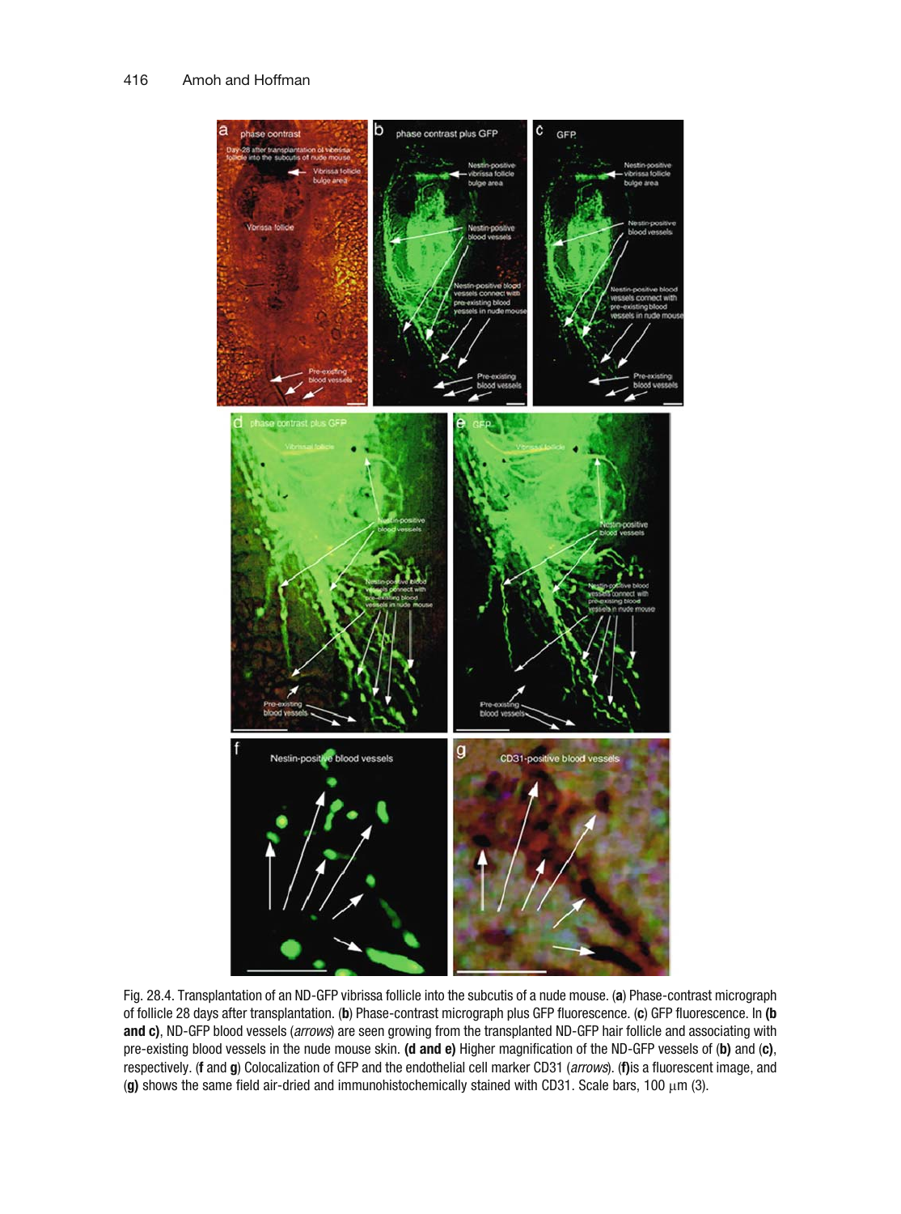Fig. 28.4. Transplantation of an ND-GFP vibrissa follicle into the subcutis of a nude mouse. (**a**) Phase-contrast micrograph of follicle 28 days after transplantation. (**b**) Phase-contrast micrograph plus GFP fluorescence. (**c**) GFP fluorescence. In **(b and c)**, ND-GFP blood vessels (*arrows*) are seen growing from the transplanted ND-GFP hair follicle and associating with pre-existing blood vessels in the nude mouse skin. **(d and e)** Higher magnification of the ND-GFP vessels of (**b**) and (**c**), respectively. (**f** and **g**) Colocalization of GFP and the endothelial cell marker CD31 (*arrows*). (**f**)is a fluorescent image, and (**g)** shows the same field air-dried and immunohistochemically stained with CD31. Scale bars, 100 μm (3).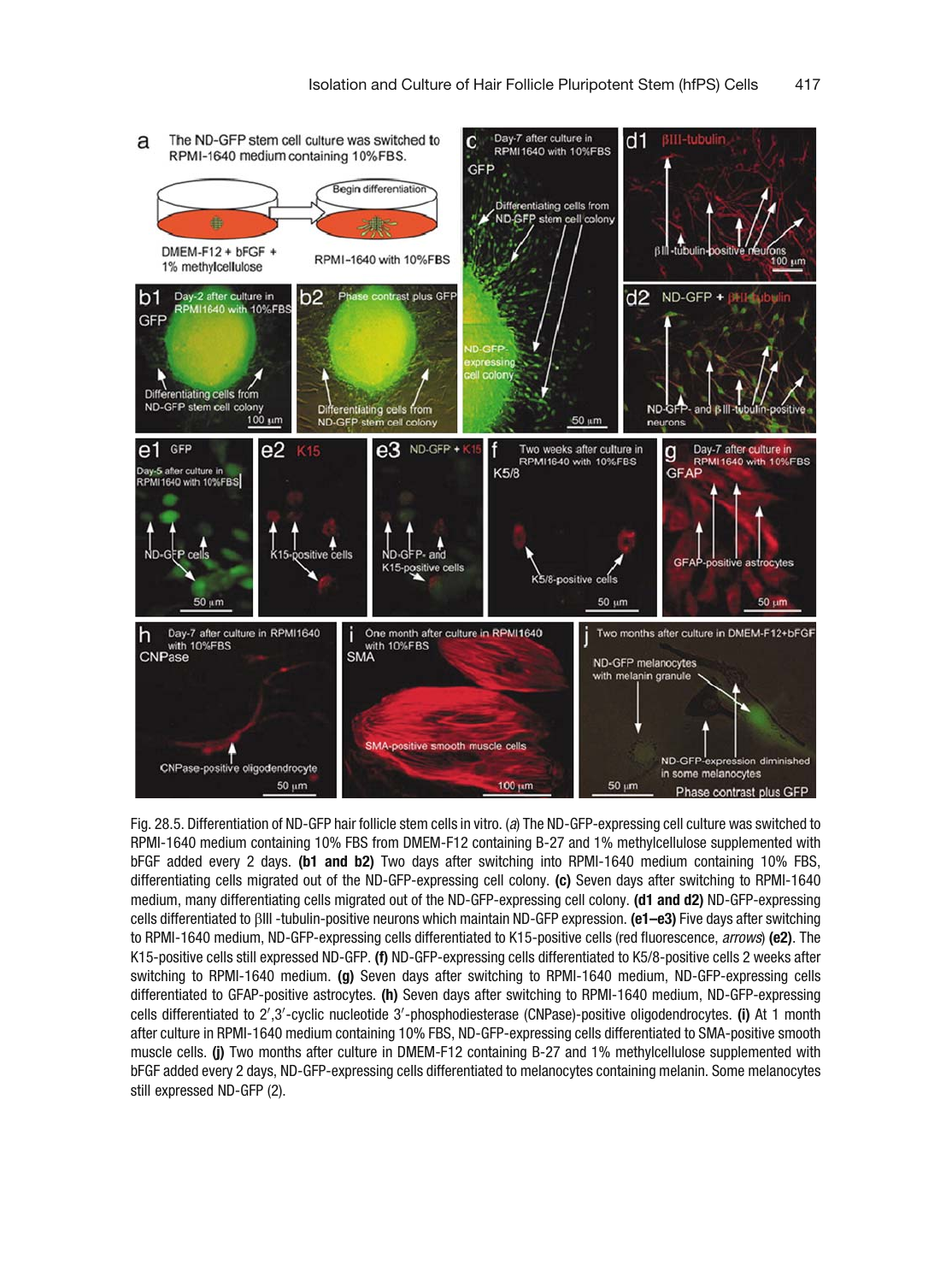Fig. 28.5. Differentiation of ND-GFP hair follicle stem cells in vitro. (*a*) The ND-GFP-expressing cell culture was switched to RPMI-1640 medium containing 10% FBS from DMEM-F12 containing B-27 and 1% methylcellulose supplemented with bFGF added every 2 days. **(b1 and b2)** Two days after switching into RPMI-1640 medium containing 10% FBS, differentiating cells migrated out of the ND-GFP-expressing cell colony. **(c)** Seven days after switching to RPMI-1640 medium, many differentiating cells migrated out of the ND-GFP-expressing cell colony. **(d1 and d2)** ND-GFP-expressing cells differentiated to βIII -tubulin-positive neurons which maintain ND-GFP expression. **(e1–e3)** Five days after switching to RPMI-1640 medium, ND-GFP-expressing cells differentiated to K15-positive cells (red fluorescence, *arrows*) **(e2)**. The K15-positive cells still expressed ND-GFP. **(f)** ND-GFP-expressing cells differentiated to K5/8-positive cells 2 weeks after switching to RPMI-1640 medium. **(g)** Seven days after switching to RPMI-1640 medium, ND-GFP-expressing cells differentiated to GFAP-positive astrocytes. **(h)** Seven days after switching to RPMI-1640 medium, ND-GFP-expressing cells differentiated to 2′,3′-cyclic nucleotide 3′-phosphodiesterase (CNPase)-positive oligodendrocytes. **(i)** At 1 month after culture in RPMI-1640 medium containing 10% FBS, ND-GFP-expressing cells differentiated to SMA-positive smooth muscle cells. **(j)** Two months after culture in DMEM-F12 containing B-27 and 1% methylcellulose supplemented with bFGF added every 2 days, ND-GFP-expressing cells differentiated to melanocytes containing melanin. Some melanocytes still expressed ND-GFP (2).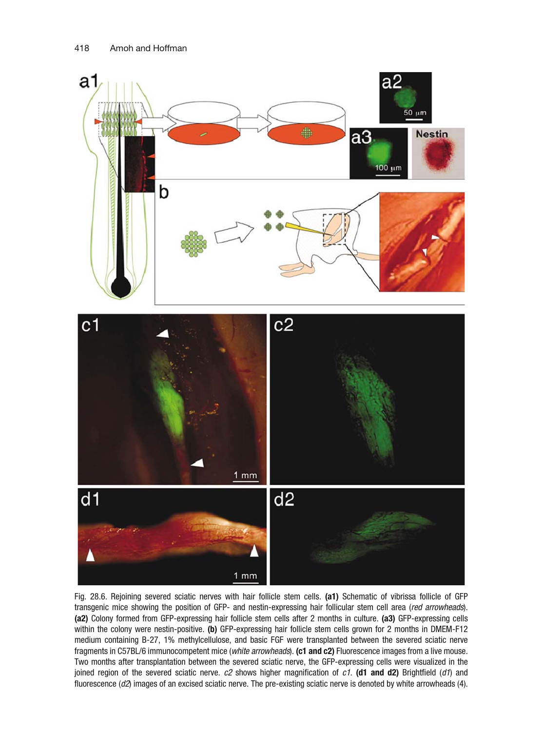Fig. 28.6. Rejoining severed sciatic nerves with hair follicle stem cells. **(a1)** Schematic of vibrissa follicle of GFP transgenic mice showing the position of GFP- and nestin-expressing hair follicular stem cell area (*red arrowheads*). **(a2)** Colony formed from GFP-expressing hair follicle stem cells after 2 months in culture. **(a3)** GFP-expressing cells within the colony were nestin-positive. **(b)** GFP-expressing hair follicle stem cells grown for 2 months in DMEM-F12 medium containing B-27, 1% methylcellulose, and basic FGF were transplanted between the severed sciatic nerve fragments in C57BL/6 immunocompetent mice (*white arrowheads*). **(c1 and c2)** Fluorescence images from a live mouse. Two months after transplantation between the severed sciatic nerve, the GFP-expressing cells were visualized in the joined region of the severed sciatic nerve. *c2* shows higher magnification of *c1*. **(d1 and d2)** Brightfield (*d1*) and fluorescence (*d2*) images of an excised sciatic nerve. The pre-existing sciatic nerve is denoted by white arrowheads (4).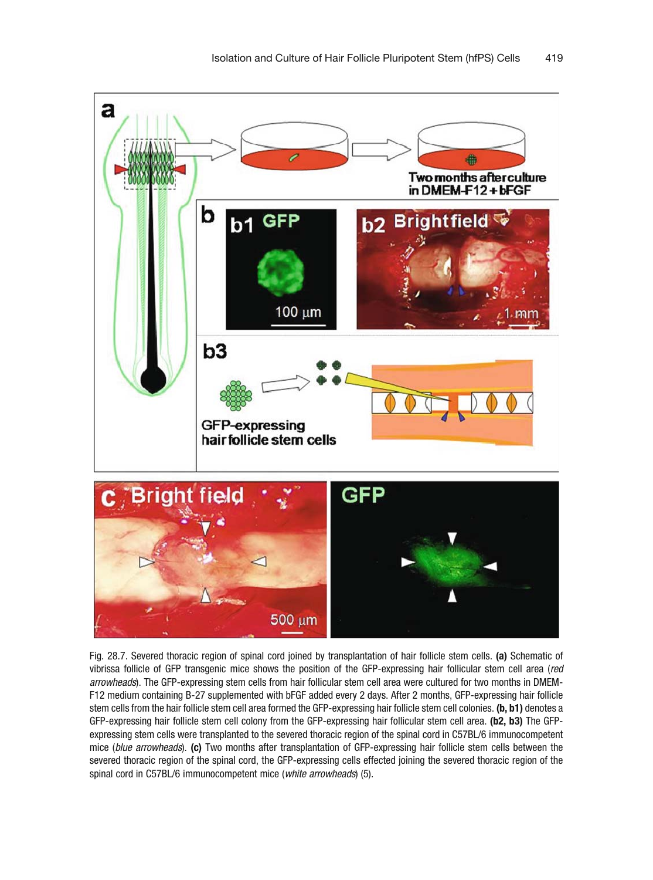Fig. 28.7. Severed thoracic region of spinal cord joined by transplantation of hair follicle stem cells. **(a)** Schematic of vibrissa follicle of GFP transgenic mice shows the position of the GFP-expressing hair follicular stem cell area (*red arrowheads*). The GFP-expressing stem cells from hair follicular stem cell area were cultured for two months in DMEM-F12 medium containing B-27 supplemented with bFGF added every 2 days. After 2 months, GFP-expressing hair follicle stem cells from the hair follicle stem cell area formed the GFP-expressing hair follicle stem cell colonies. **(b, b1)** denotes a GFP-expressing hair follicle stem cell colony from the GFP-expressing hair follicular stem cell area. **(b2, b3)** The GFP-expressing stem cells were transplanted to the severed thoracic region of the spinal cord in C57BL/6 immunocompetent mice (*blue arrowheads*). **(c)** Two months after transplantation of GFP-expressing hair follicle stem cells between the severed thoracic region of the spinal cord, the GFP-expressing cells effected joining the severed thoracic region of the spinal cord in C57BL/6 immunocompetent mice (*white arrowheads*) (5).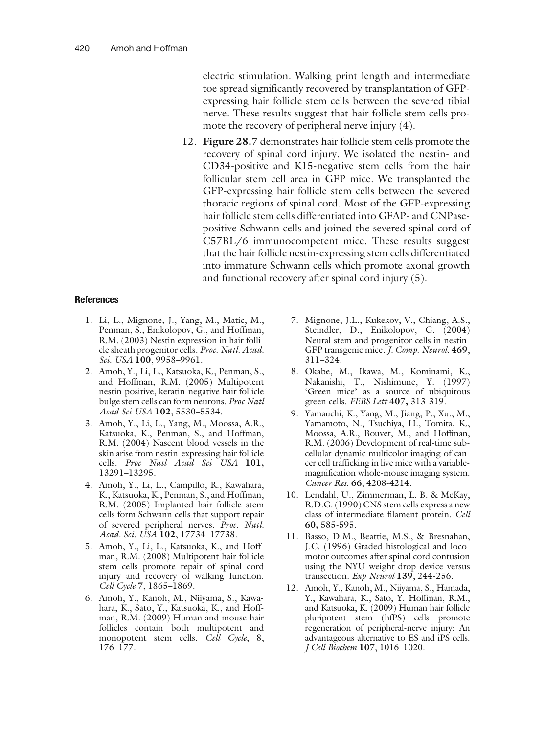electric stimulation. Walking print length and intermediate toe spread significantly recovered by transplantation of GFP-expressing hair follicle stem cells between the severed tibial nerve. These results suggest that hair follicle stem cells promote the recovery of peripheral nerve injury (4).

12. **Figure 28.7** demonstrates hair follicle stem cells promote the recovery of spinal cord injury. We isolated the nestin- and CD34-positive and K15-negative stem cells from the hair follicular stem cell area in GFP mice. We transplanted the GFP-expressing hair follicle stem cells between the severed thoracic regions of spinal cord. Most of the GFP-expressing hair follicle stem cells differentiated into GFAP- and CNPase-positive Schwann cells and joined the severed spinal cord of C57BL/6 immunocompetent mice. These results suggest that the hair follicle nestin-expressing stem cells differentiated into immature Schwann cells which promote axonal growth and functional recovery after spinal cord injury (5).

## References

1. Li, L., Mignone, J., Yang, M., Matic, M., Penman, S., Enikolopov, G., and Hoffman, R.M. (2003) Nestin expression in hair follicle sheath progenitor cells. *Proc. Natl. Acad. Sci. USA* **100**, 9958–9961.
2. Amoh, Y., Li, L., Katsuoka, K., Penman, S., and Hoffman, R.M. (2005) Multipotent nestin-positive, keratin-negative hair follicle bulge stem cells can form neurons. *Proc Natl Acad Sci USA* **102**, 5530–5534.
3. Amoh, Y., Li, L., Yang, M., Moossa, A.R., Katsuoka, K., Penman, S., and Hoffman, R.M. (2004) Nascent blood vessels in the skin arise from nestin-expressing hair follicle cells. *Proc Natl Acad Sci USA* **101,** 13291–13295.
4. Amoh, Y., Li, L., Campillo, R., Kawahara, K., Katsuoka, K., Penman, S., and Hoffman, R.M. (2005) Implanted hair follicle stem cells form Schwann cells that support repair of severed peripheral nerves. *Proc. Natl. Acad. Sci. USA* **102**, 17734–17738.
5. Amoh, Y., Li, L., Katsuoka, K., and Hoffman, R.M. (2008) Multipotent hair follicle stem cells promote repair of spinal cord injury and recovery of walking function. *Cell Cycle* **7**, 1865–1869.
6. Amoh, Y., Kanoh, M., Niiyama, S., Kawahara, K., Sato, Y., Katsuoka, K., and Hoffman, R.M. (2009) Human and mouse hair follicles contain both multipotent and monopotent stem cells. *Cell Cycle*, 8, 176–177.
7. Mignone, J.L., Kukekov, V., Chiang, A.S., Steindler, D., Enikolopov, G. (2004) Neural stem and progenitor cells in nestin-GFP transgenic mice. *J. Comp. Neurol.* **469**, 311–324.
8. Okabe, M., Ikawa, M., Kominami, K., Nakanishi, T., Nishimune, Y. (1997) 'Green mice' as a source of ubiquitous green cells. *FEBS Lett* **407,** 313-319.
9. Yamauchi, K., Yang, M., Jiang, P., Xu., M., Yamamoto, N., Tsuchiya, H., Tomita, K., Moossa, A.R., Bouvet, M., and Hoffman, R.M. (2006) Development of real-time subcellular dynamic multicolor imaging of cancer cell trafficking in live mice with a variable-magnification whole-mouse imaging system. *Cancer Res.* **66**, 4208-4214.
10. Lendahl, U., Zimmerman, L. B. & McKay, R.D.G. (1990) CNS stem cells express a new class of intermediate filament protein. *Cell* **60,** 585-595.
11. Basso, D.M., Beattie, M.S., & Bresnahan, J.C. (1996) Graded histological and locomotor outcomes after spinal cord contusion using the NYU weight-drop device versus transection. *Exp Neurol* **139**, 244-256.
12. Amoh, Y., Kanoh, M., Niiyama, S., Hamada, Y., Kawahara, K., Sato, Y. Hoffman, R.M., and Katsuoka, K. (2009) Human hair follicle pluripotent stem (hfPS) cells promote regeneration of peripheral-nerve injury: An advantageous alternative to ES and iPS cells. *J Cell Biochem* **107**, 1016–1020.